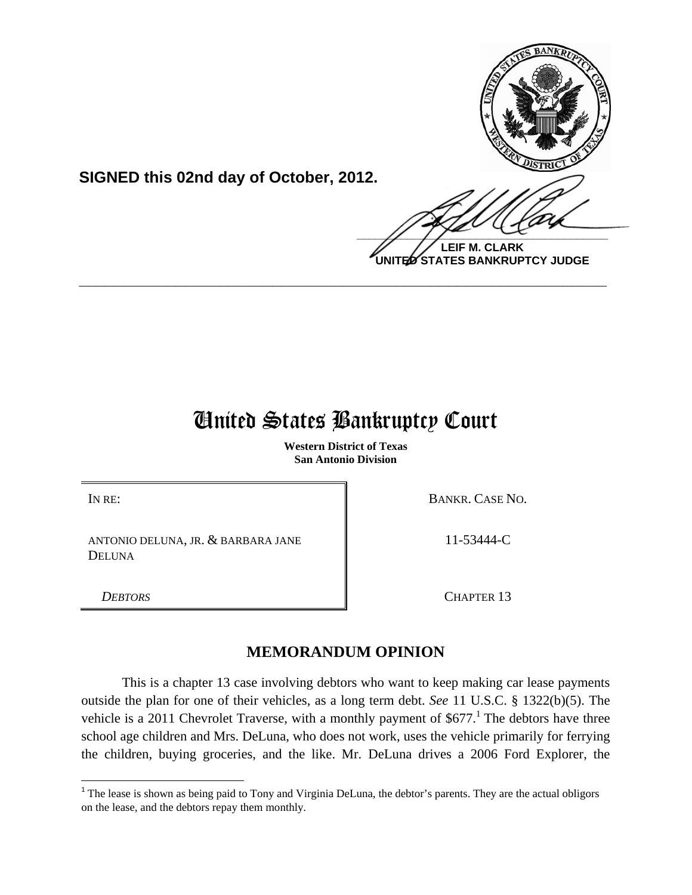**SIGNED this 02nd day of October, 2012.**

**LEIF M. CLARK**
**UNITED STATES BANKRUPTCY JUDGE**

---

# United States Bankruptcy Court

**Western District of Texas**
**San Antonio Division**

| IN RE: | BANKR. CASE NO. |
| --- | --- |
| ANTONIO DELUNA, JR. & BARBARA JANE DELUNA | 11-53444-C |
| *DEBTORS* | CHAPTER 13 |

## MEMORANDUM OPINION

This is a chapter 13 case involving debtors who want to keep making car lease payments outside the plan for one of their vehicles, as a long term debt. *See* 11 U.S.C. § 1322(b)(5). The vehicle is a 2011 Chevrolet Traverse, with a monthly payment of $677.[1] The debtors have three school age children and Mrs. DeLuna, who does not work, uses the vehicle primarily for ferrying the children, buying groceries, and the like. Mr. DeLuna drives a 2006 Ford Explorer, the

[1] The lease is shown as being paid to Tony and Virginia DeLuna, the debtor's parents. They are the actual obligors on the lease, and the debtors repay them monthly.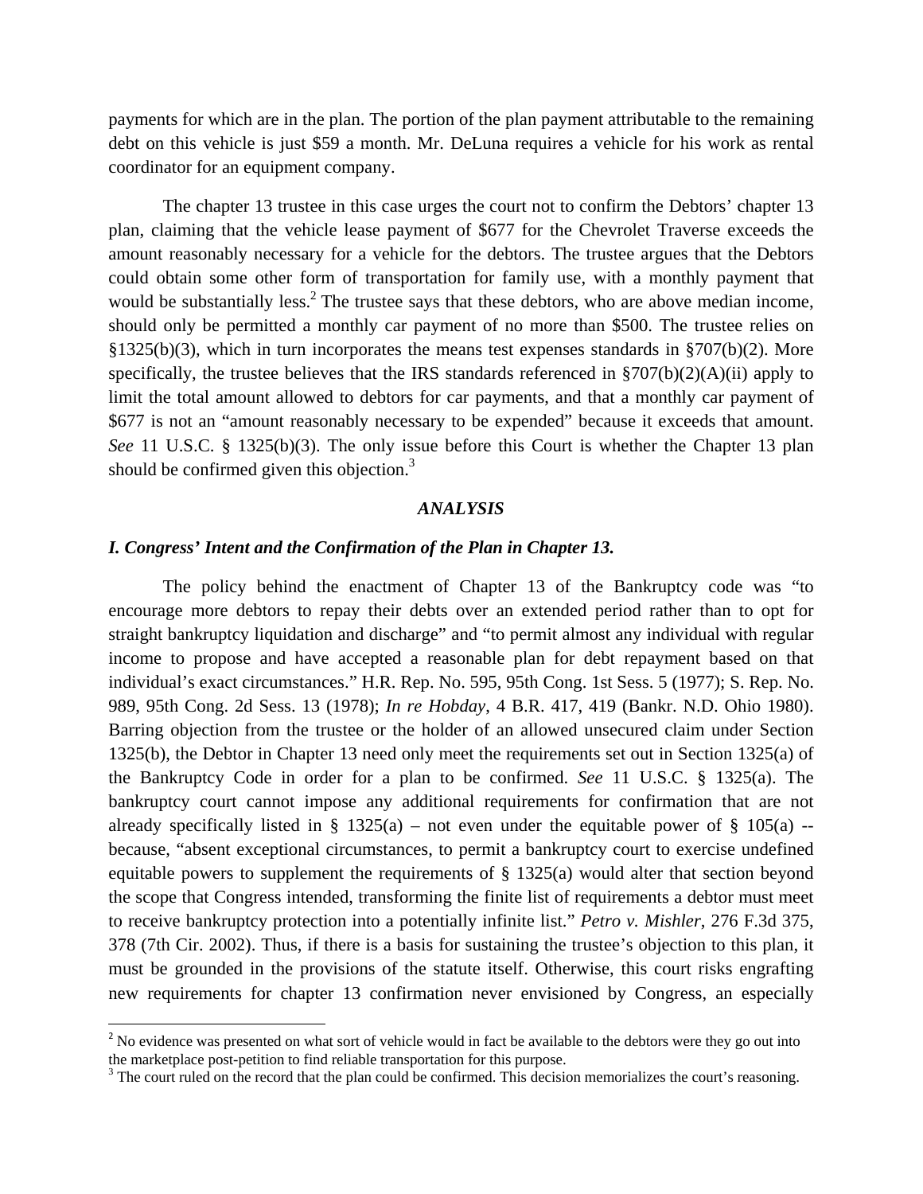payments for which are in the plan. The portion of the plan payment attributable to the remaining debt on this vehicle is just $59 a month. Mr. DeLuna requires a vehicle for his work as rental coordinator for an equipment company.

The chapter 13 trustee in this case urges the court not to confirm the Debtors' chapter 13 plan, claiming that the vehicle lease payment of $677 for the Chevrolet Traverse exceeds the amount reasonably necessary for a vehicle for the debtors. The trustee argues that the Debtors could obtain some other form of transportation for family use, with a monthly payment that would be substantially less.[2] The trustee says that these debtors, who are above median income, should only be permitted a monthly car payment of no more than $500. The trustee relies on §1325(b)(3), which in turn incorporates the means test expenses standards in §707(b)(2). More specifically, the trustee believes that the IRS standards referenced in §707(b)(2)(A)(ii) apply to limit the total amount allowed to debtors for car payments, and that a monthly car payment of $677 is not an "amount reasonably necessary to be expended" because it exceeds that amount. *See* 11 U.S.C. § 1325(b)(3). The only issue before this Court is whether the Chapter 13 plan should be confirmed given this objection.[3]

## *ANALYSIS*

### *I. Congress' Intent and the Confirmation of the Plan in Chapter 13.*

The policy behind the enactment of Chapter 13 of the Bankruptcy code was "to encourage more debtors to repay their debts over an extended period rather than to opt for straight bankruptcy liquidation and discharge" and "to permit almost any individual with regular income to propose and have accepted a reasonable plan for debt repayment based on that individual's exact circumstances." H.R. Rep. No. 595, 95th Cong. 1st Sess. 5 (1977); S. Rep. No. 989, 95th Cong. 2d Sess. 13 (1978); *In re Hobday*, 4 B.R. 417, 419 (Bankr. N.D. Ohio 1980). Barring objection from the trustee or the holder of an allowed unsecured claim under Section 1325(b), the Debtor in Chapter 13 need only meet the requirements set out in Section 1325(a) of the Bankruptcy Code in order for a plan to be confirmed. *See* 11 U.S.C. § 1325(a). The bankruptcy court cannot impose any additional requirements for confirmation that are not already specifically listed in § 1325(a) – not even under the equitable power of § 105(a) -- because, "absent exceptional circumstances, to permit a bankruptcy court to exercise undefined equitable powers to supplement the requirements of § 1325(a) would alter that section beyond the scope that Congress intended, transforming the finite list of requirements a debtor must meet to receive bankruptcy protection into a potentially infinite list." *Petro v. Mishler*, 276 F.3d 375, 378 (7th Cir. 2002). Thus, if there is a basis for sustaining the trustee's objection to this plan, it must be grounded in the provisions of the statute itself. Otherwise, this court risks engrafting new requirements for chapter 13 confirmation never envisioned by Congress, an especially

[2] No evidence was presented on what sort of vehicle would in fact be available to the debtors were they go out into the marketplace post-petition to find reliable transportation for this purpose.

[3] The court ruled on the record that the plan could be confirmed. This decision memorializes the court's reasoning.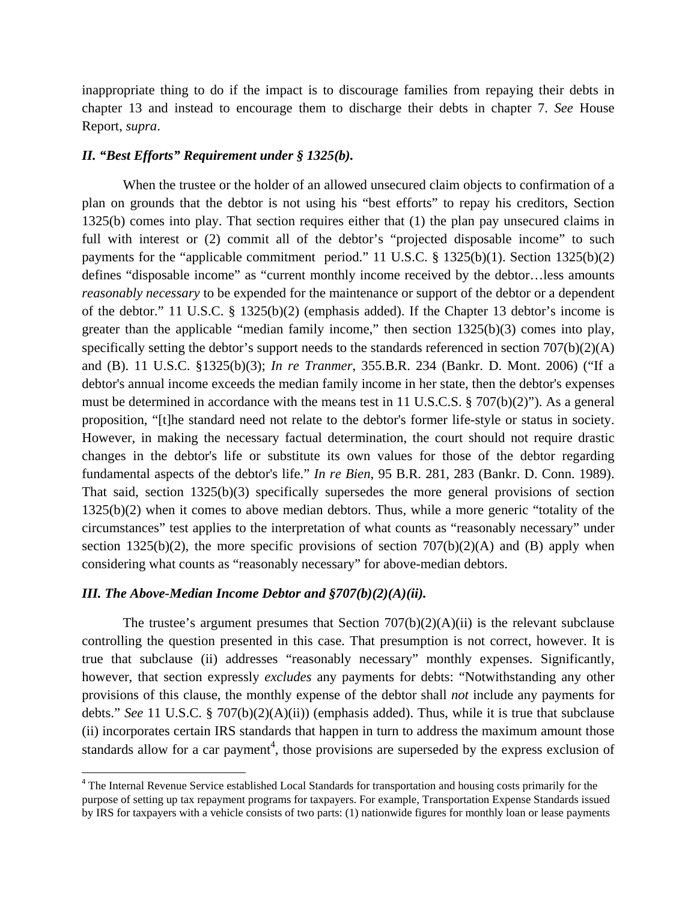inappropriate thing to do if the impact is to discourage families from repaying their debts in chapter 13 and instead to encourage them to discharge their debts in chapter 7. *See* House Report, *supra*.

### *II. "Best Efforts" Requirement under § 1325(b).*

When the trustee or the holder of an allowed unsecured claim objects to confirmation of a plan on grounds that the debtor is not using his "best efforts" to repay his creditors, Section 1325(b) comes into play. That section requires either that (1) the plan pay unsecured claims in full with interest or (2) commit all of the debtor's "projected disposable income" to such payments for the "applicable commitment period." 11 U.S.C. § 1325(b)(1). Section 1325(b)(2) defines "disposable income" as "current monthly income received by the debtor…less amounts *reasonably necessary* to be expended for the maintenance or support of the debtor or a dependent of the debtor." 11 U.S.C. § 1325(b)(2) (emphasis added). If the Chapter 13 debtor's income is greater than the applicable "median family income," then section 1325(b)(3) comes into play, specifically setting the debtor's support needs to the standards referenced in section 707(b)(2)(A) and (B). 11 U.S.C. §1325(b)(3); *In re Tranmer*, 355.B.R. 234 (Bankr. D. Mont. 2006) ("If a debtor's annual income exceeds the median family income in her state, then the debtor's expenses must be determined in accordance with the means test in 11 U.S.C.S. § 707(b)(2)"). As a general proposition, "[t]he standard need not relate to the debtor's former life-style or status in society. However, in making the necessary factual determination, the court should not require drastic changes in the debtor's life or substitute its own values for those of the debtor regarding fundamental aspects of the debtor's life." *In re Bien*, 95 B.R. 281, 283 (Bankr. D. Conn. 1989). That said, section 1325(b)(3) specifically supersedes the more general provisions of section 1325(b)(2) when it comes to above median debtors. Thus, while a more generic "totality of the circumstances" test applies to the interpretation of what counts as "reasonably necessary" under section 1325(b)(2), the more specific provisions of section 707(b)(2)(A) and (B) apply when considering what counts as "reasonably necessary" for above-median debtors.

### *III. The Above-Median Income Debtor and §707(b)(2)(A)(ii).*

The trustee's argument presumes that Section 707(b)(2)(A)(ii) is the relevant subclause controlling the question presented in this case. That presumption is not correct, however. It is true that subclause (ii) addresses "reasonably necessary" monthly expenses. Significantly, however, that section expressly *excludes* any payments for debts: "Notwithstanding any other provisions of this clause, the monthly expense of the debtor shall *not* include any payments for debts." *See* 11 U.S.C. § 707(b)(2)(A)(ii)) (emphasis added). Thus, while it is true that subclause (ii) incorporates certain IRS standards that happen in turn to address the maximum amount those standards allow for a car payment[4], those provisions are superseded by the express exclusion of

---

[4] The Internal Revenue Service established Local Standards for transportation and housing costs primarily for the purpose of setting up tax repayment programs for taxpayers. For example, Transportation Expense Standards issued by IRS for taxpayers with a vehicle consists of two parts: (1) nationwide figures for monthly loan or lease payments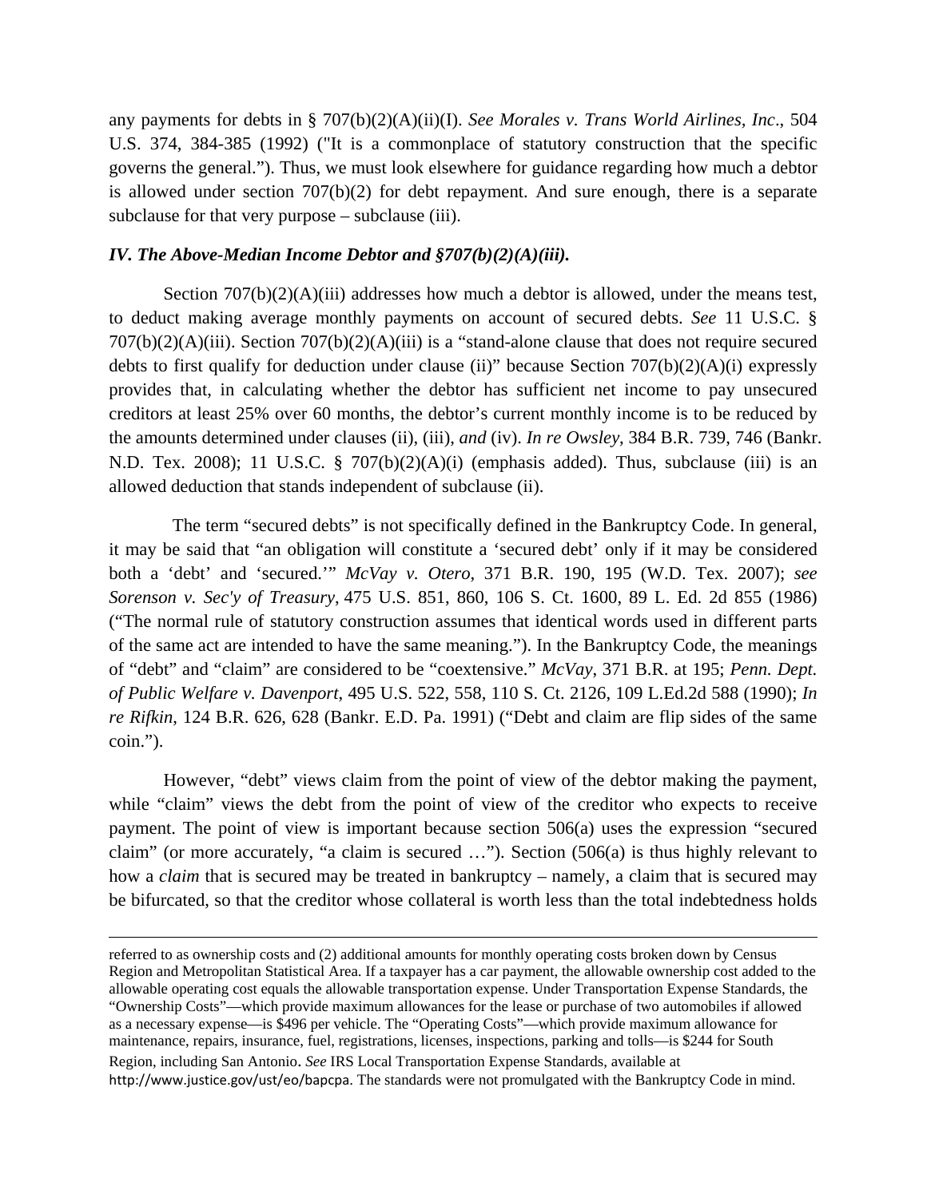any payments for debts in § 707(b)(2)(A)(ii)(I). *See Morales v. Trans World Airlines, Inc*., 504 U.S. 374, 384-385 (1992) ("It is a commonplace of statutory construction that the specific governs the general."). Thus, we must look elsewhere for guidance regarding how much a debtor is allowed under section 707(b)(2) for debt repayment. And sure enough, there is a separate subclause for that very purpose – subclause (iii).

### *IV. The Above-Median Income Debtor and §707(b)(2)(A)(iii).*

Section 707(b)(2)(A)(iii) addresses how much a debtor is allowed, under the means test, to deduct making average monthly payments on account of secured debts. *See* 11 U.S.C. § 707(b)(2)(A)(iii). Section 707(b)(2)(A)(iii) is a "stand-alone clause that does not require secured debts to first qualify for deduction under clause (ii)" because Section 707(b)(2)(A)(i) expressly provides that, in calculating whether the debtor has sufficient net income to pay unsecured creditors at least 25% over 60 months, the debtor's current monthly income is to be reduced by the amounts determined under clauses (ii), (iii), *and* (iv). *In re Owsley*, 384 B.R. 739, 746 (Bankr. N.D. Tex. 2008); 11 U.S.C. § 707(b)(2)(A)(i) (emphasis added). Thus, subclause (iii) is an allowed deduction that stands independent of subclause (ii).

The term "secured debts" is not specifically defined in the Bankruptcy Code. In general, it may be said that "an obligation will constitute a 'secured debt' only if it may be considered both a 'debt' and 'secured.'" *McVay v. Otero*, 371 B.R. 190, 195 (W.D. Tex. 2007); *see Sorenson v. Sec'y of Treasury*, 475 U.S. 851, 860, 106 S. Ct. 1600, 89 L. Ed. 2d 855 (1986) ("The normal rule of statutory construction assumes that identical words used in different parts of the same act are intended to have the same meaning."). In the Bankruptcy Code, the meanings of "debt" and "claim" are considered to be "coextensive." *McVay*, 371 B.R. at 195; *Penn. Dept. of Public Welfare v. Davenport*, 495 U.S. 522, 558, 110 S. Ct. 2126, 109 L.Ed.2d 588 (1990); *In re Rifkin*, 124 B.R. 626, 628 (Bankr. E.D. Pa. 1991) ("Debt and claim are flip sides of the same coin.").

However, "debt" views claim from the point of view of the debtor making the payment, while "claim" views the debt from the point of view of the creditor who expects to receive payment. The point of view is important because section 506(a) uses the expression "secured claim" (or more accurately, "a claim is secured …"). Section (506(a) is thus highly relevant to how a *claim* that is secured may be treated in bankruptcy – namely, a claim that is secured may be bifurcated, so that the creditor whose collateral is worth less than the total indebtedness holds

---

referred to as ownership costs and (2) additional amounts for monthly operating costs broken down by Census Region and Metropolitan Statistical Area. If a taxpayer has a car payment, the allowable ownership cost added to the allowable operating cost equals the allowable transportation expense. Under Transportation Expense Standards, the "Ownership Costs"—which provide maximum allowances for the lease or purchase of two automobiles if allowed as a necessary expense—is $496 per vehicle. The "Operating Costs"—which provide maximum allowance for maintenance, repairs, insurance, fuel, registrations, licenses, inspections, parking and tolls—is $244 for South Region, including San Antonio. *See* IRS Local Transportation Expense Standards, available at http://www.justice.gov/ust/eo/bapcpa. The standards were not promulgated with the Bankruptcy Code in mind.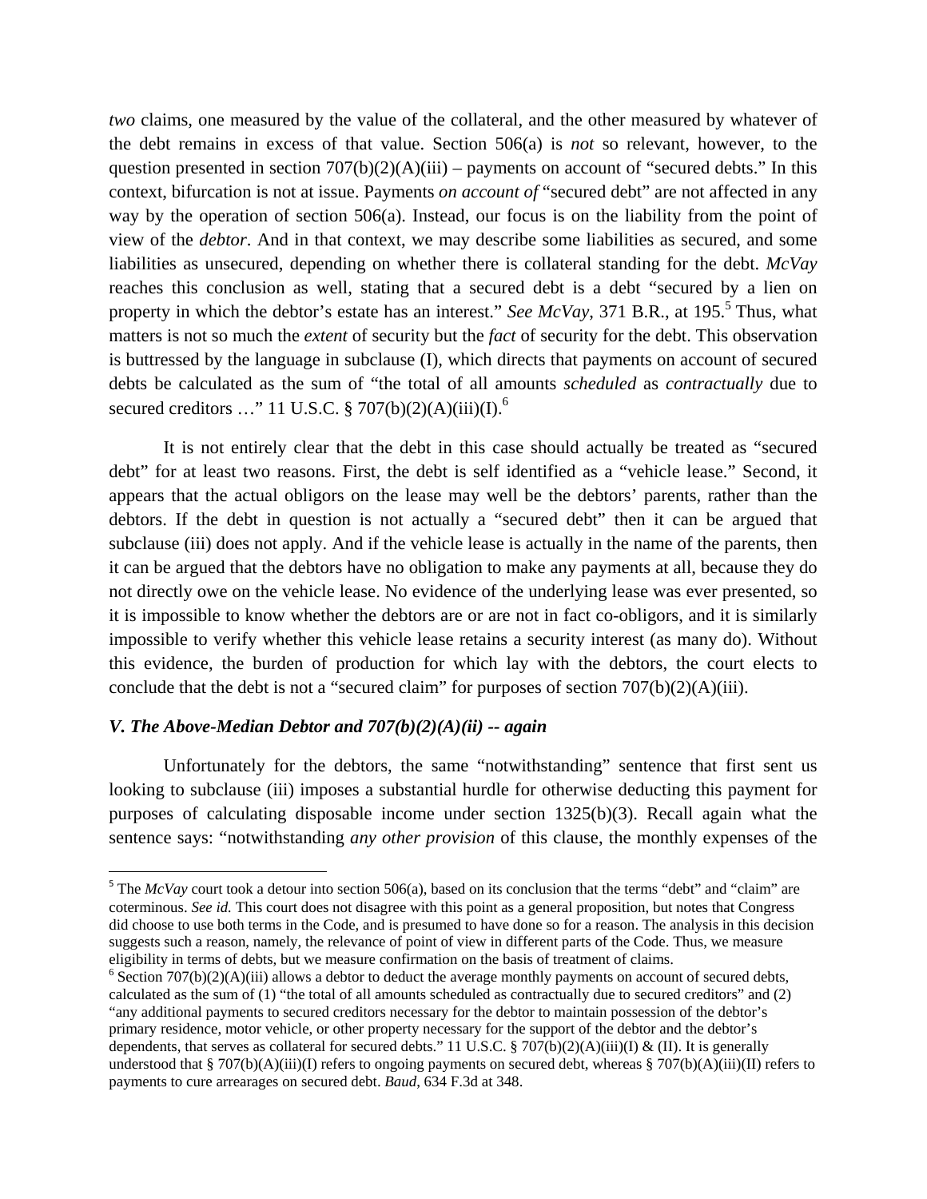*two* claims, one measured by the value of the collateral, and the other measured by whatever of the debt remains in excess of that value. Section 506(a) is *not* so relevant, however, to the question presented in section 707(b)(2)(A)(iii) – payments on account of "secured debts." In this context, bifurcation is not at issue. Payments *on account of* "secured debt" are not affected in any way by the operation of section 506(a). Instead, our focus is on the liability from the point of view of the *debtor*. And in that context, we may describe some liabilities as secured, and some liabilities as unsecured, depending on whether there is collateral standing for the debt. *McVay* reaches this conclusion as well, stating that a secured debt is a debt "secured by a lien on property in which the debtor's estate has an interest." *See McVay*, 371 B.R., at 195.[5] Thus, what matters is not so much the *extent* of security but the *fact* of security for the debt. This observation is buttressed by the language in subclause (I), which directs that payments on account of secured debts be calculated as the sum of "the total of all amounts *scheduled* as *contractually* due to secured creditors …" 11 U.S.C. § 707(b)(2)(A)(iii)(I).[6]

It is not entirely clear that the debt in this case should actually be treated as "secured debt" for at least two reasons. First, the debt is self identified as a "vehicle lease." Second, it appears that the actual obligors on the lease may well be the debtors' parents, rather than the debtors. If the debt in question is not actually a "secured debt" then it can be argued that subclause (iii) does not apply. And if the vehicle lease is actually in the name of the parents, then it can be argued that the debtors have no obligation to make any payments at all, because they do not directly owe on the vehicle lease. No evidence of the underlying lease was ever presented, so it is impossible to know whether the debtors are or are not in fact co-obligors, and it is similarly impossible to verify whether this vehicle lease retains a security interest (as many do). Without this evidence, the burden of production for which lay with the debtors, the court elects to conclude that the debt is not a "secured claim" for purposes of section 707(b)(2)(A)(iii).

### *V. The Above-Median Debtor and 707(b)(2)(A)(ii) -- again*

Unfortunately for the debtors, the same "notwithstanding" sentence that first sent us looking to subclause (iii) imposes a substantial hurdle for otherwise deducting this payment for purposes of calculating disposable income under section 1325(b)(3). Recall again what the sentence says: "notwithstanding *any other provision* of this clause, the monthly expenses of the

---

[5] The *McVay* court took a detour into section 506(a), based on its conclusion that the terms "debt" and "claim" are coterminous. *See id.* This court does not disagree with this point as a general proposition, but notes that Congress did choose to use both terms in the Code, and is presumed to have done so for a reason. The analysis in this decision suggests such a reason, namely, the relevance of point of view in different parts of the Code. Thus, we measure eligibility in terms of debts, but we measure confirmation on the basis of treatment of claims.

[6] Section 707(b)(2)(A)(iii) allows a debtor to deduct the average monthly payments on account of secured debts, calculated as the sum of (1) "the total of all amounts scheduled as contractually due to secured creditors" and (2) "any additional payments to secured creditors necessary for the debtor to maintain possession of the debtor's primary residence, motor vehicle, or other property necessary for the support of the debtor and the debtor's dependents, that serves as collateral for secured debts." 11 U.S.C. § 707(b)(2)(A)(iii)(I) & (II). It is generally understood that § 707(b)(A)(iii)(I) refers to ongoing payments on secured debt, whereas § 707(b)(A)(iii)(II) refers to payments to cure arrearages on secured debt. *Baud*, 634 F.3d at 348.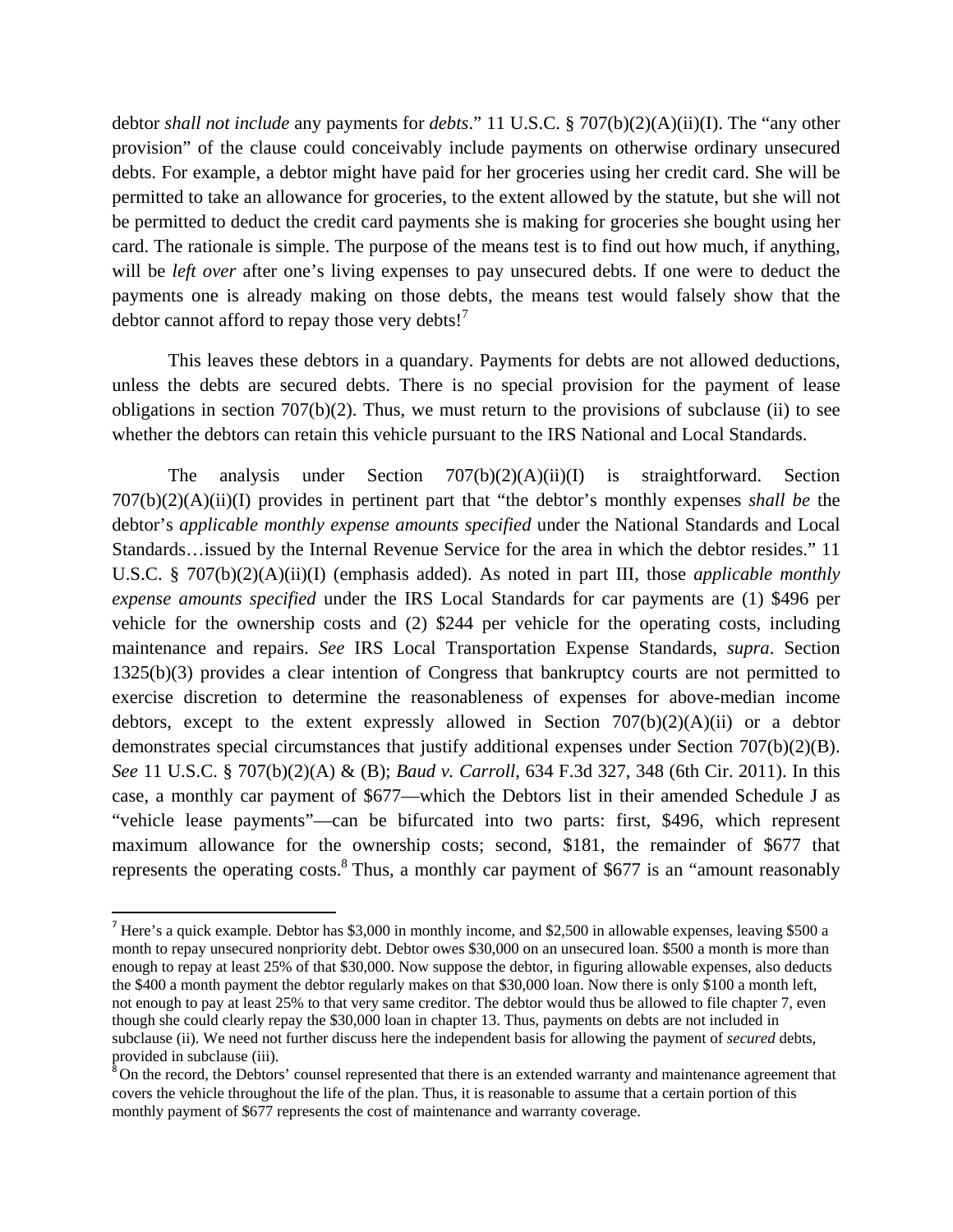debtor *shall not include* any payments for *debts*." 11 U.S.C. § 707(b)(2)(A)(ii)(I). The "any other provision" of the clause could conceivably include payments on otherwise ordinary unsecured debts. For example, a debtor might have paid for her groceries using her credit card. She will be permitted to take an allowance for groceries, to the extent allowed by the statute, but she will not be permitted to deduct the credit card payments she is making for groceries she bought using her card. The rationale is simple. The purpose of the means test is to find out how much, if anything, will be *left over* after one's living expenses to pay unsecured debts. If one were to deduct the payments one is already making on those debts, the means test would falsely show that the debtor cannot afford to repay those very debts![7]

This leaves these debtors in a quandary. Payments for debts are not allowed deductions, unless the debts are secured debts. There is no special provision for the payment of lease obligations in section 707(b)(2). Thus, we must return to the provisions of subclause (ii) to see whether the debtors can retain this vehicle pursuant to the IRS National and Local Standards.

The analysis under Section 707(b)(2)(A)(ii)(I) is straightforward. Section 707(b)(2)(A)(ii)(I) provides in pertinent part that "the debtor's monthly expenses *shall be* the debtor's *applicable monthly expense amounts specified* under the National Standards and Local Standards…issued by the Internal Revenue Service for the area in which the debtor resides." 11 U.S.C. § 707(b)(2)(A)(ii)(I) (emphasis added). As noted in part III, those *applicable monthly expense amounts specified* under the IRS Local Standards for car payments are (1) $496 per vehicle for the ownership costs and (2) $244 per vehicle for the operating costs, including maintenance and repairs. *See* IRS Local Transportation Expense Standards, *supra*. Section 1325(b)(3) provides a clear intention of Congress that bankruptcy courts are not permitted to exercise discretion to determine the reasonableness of expenses for above-median income debtors, except to the extent expressly allowed in Section 707(b)(2)(A)(ii) or a debtor demonstrates special circumstances that justify additional expenses under Section 707(b)(2)(B). *See* 11 U.S.C. § 707(b)(2)(A) & (B); *Baud v. Carroll*, 634 F.3d 327, 348 (6th Cir. 2011). In this case, a monthly car payment of $677—which the Debtors list in their amended Schedule J as "vehicle lease payments"—can be bifurcated into two parts: first, $496, which represent maximum allowance for the ownership costs; second, $181, the remainder of $677 that represents the operating costs.[8] Thus, a monthly car payment of $677 is an "amount reasonably

---

[7] Here's a quick example. Debtor has $3,000 in monthly income, and $2,500 in allowable expenses, leaving $500 a month to repay unsecured nonpriority debt. Debtor owes $30,000 on an unsecured loan. $500 a month is more than enough to repay at least 25% of that $30,000. Now suppose the debtor, in figuring allowable expenses, also deducts the $400 a month payment the debtor regularly makes on that $30,000 loan. Now there is only $100 a month left, not enough to pay at least 25% to that very same creditor. The debtor would thus be allowed to file chapter 7, even though she could clearly repay the $30,000 loan in chapter 13. Thus, payments on debts are not included in subclause (ii). We need not further discuss here the independent basis for allowing the payment of *secured* debts, provided in subclause (iii).

[8] On the record, the Debtors' counsel represented that there is an extended warranty and maintenance agreement that covers the vehicle throughout the life of the plan. Thus, it is reasonable to assume that a certain portion of this monthly payment of $677 represents the cost of maintenance and warranty coverage.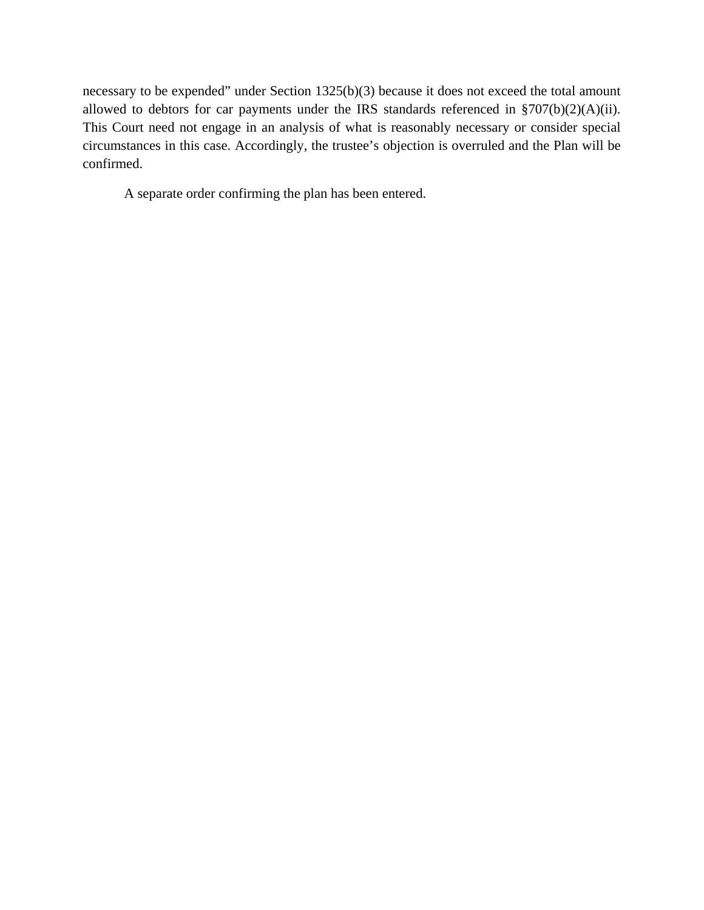necessary to be expended" under Section 1325(b)(3) because it does not exceed the total amount allowed to debtors for car payments under the IRS standards referenced in §707(b)(2)(A)(ii). This Court need not engage in an analysis of what is reasonably necessary or consider special circumstances in this case. Accordingly, the trustee's objection is overruled and the Plan will be confirmed.

A separate order confirming the plan has been entered.